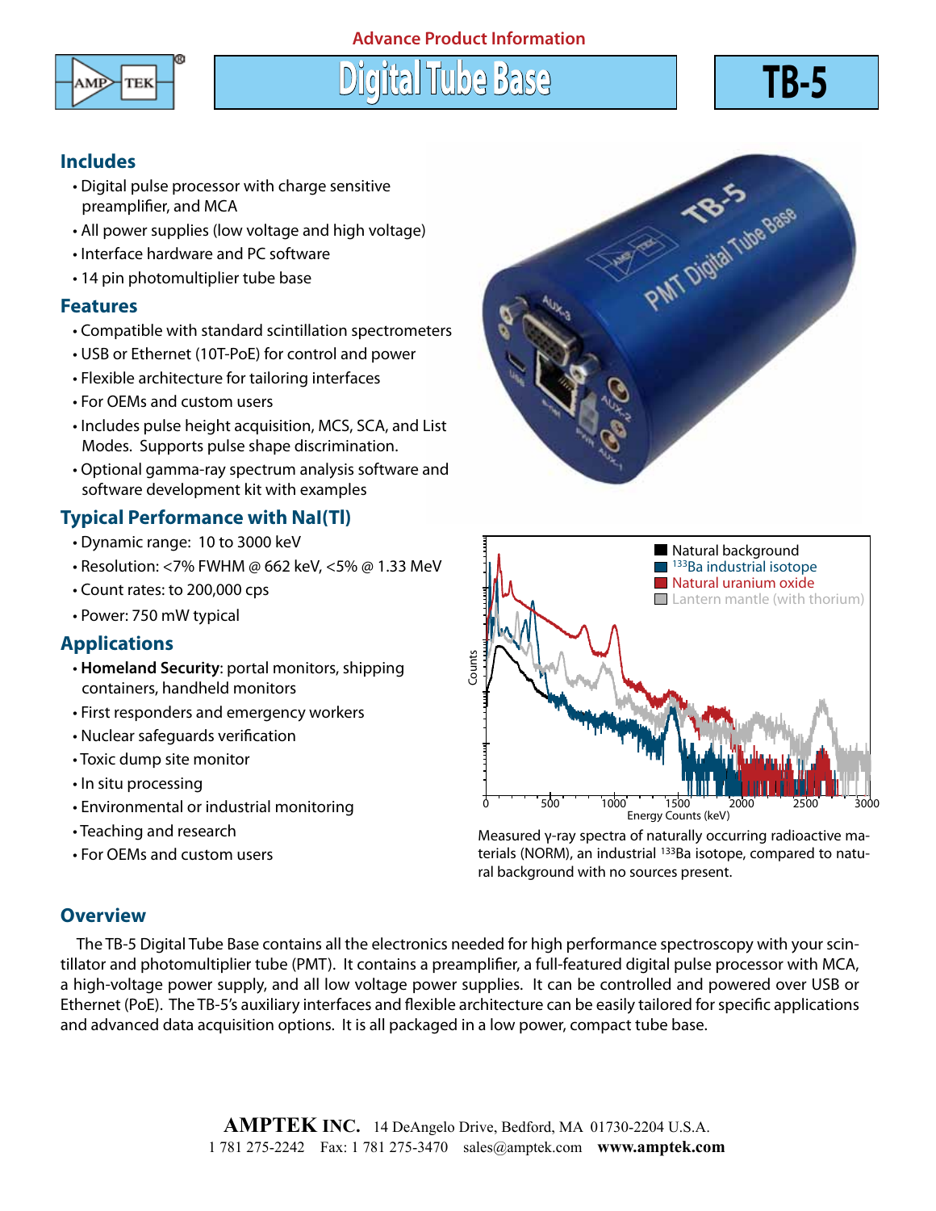Advance Product Information

# Digital Tube Base

# TB-5

## Includes

- Digital pulse processor with charge sensitive preamplifier, and MCA
- All power supplies (low voltage and high voltage)
- Interface hardware and PC software
- 14 pin photomultiplier tube base

## Features

- Compatible with standard scintillation spectrometers
- USB or Ethernet (10T-PoE) for control and power
- Flexible architecture for tailoring interfaces
- For OEMs and custom users
- Includes pulse height acquisition, MCS, SCA, and List Modes. Supports pulse shape discrimination.
- Optional gamma-ray spectrum analysis software and software development kit with examples

## Typical Performance with NaI(Tl)

- Dynamic range: 10 to 3000 keV
- Resolution: <7% FWHM @ 662 keV, <5% @ 1.33 MeV
- Count rates: to 200,000 cps
- Power: 750 mW typical

## Applications

- **Homeland Security**: portal monitors, shipping containers, handheld monitors
- First responders and emergency workers
- Nuclear safeguards verification
- Toxic dump site monitor
- In situ processing
- Environmental or industrial monitoring
- Teaching and research
- For OEMs and custom users

Measured γ-ray spectra of naturally occurring radioactive materials (NORM), an industrial $^{133}$Ba isotope, compared to natural background with no sources present.

## Overview

The TB-5 Digital Tube Base contains all the electronics needed for high performance spectroscopy with your scintillator and photomultiplier tube (PMT). It contains a preamplifier, a full-featured digital pulse processor with MCA, a high-voltage power supply, and all low voltage power supplies. It can be controlled and powered over USB or Ethernet (PoE). The TB-5's auxiliary interfaces and flexible architecture can be easily tailored for specific applications and advanced data acquisition options. It is all packaged in a low power, compact tube base.

**AMPTEK INC.** 14 DeAngelo Drive, Bedford, MA 01730-2204 U.S.A.
1 781 275-2242 Fax: 1 781 275-3470 sales@amptek.com **www.amptek.com**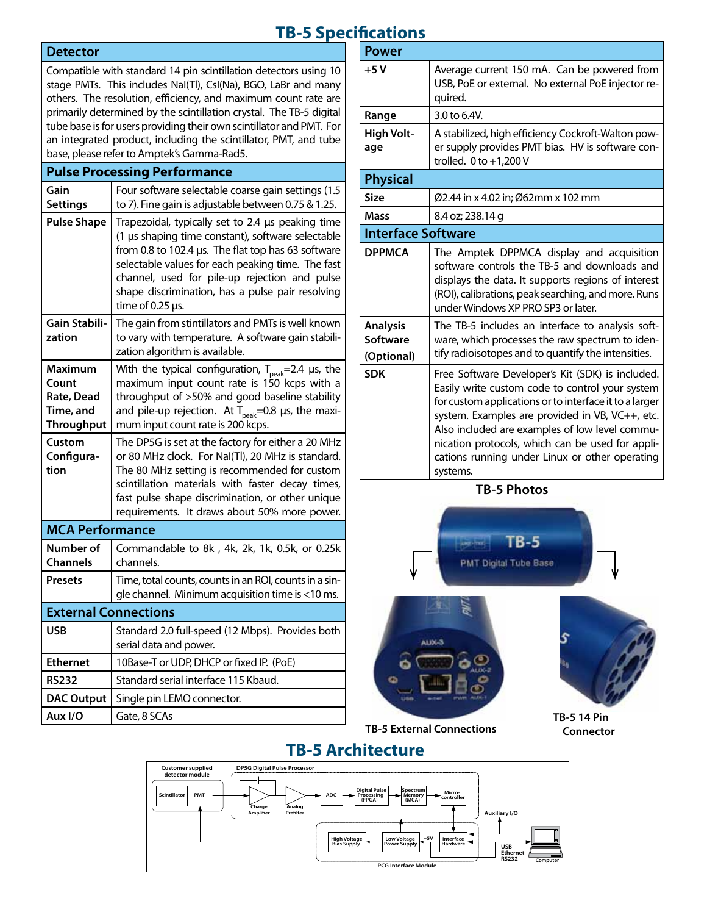# TB-5 Specifications

## Detector

Compatible with standard 14 pin scintillation detectors using 10 stage PMTs. This includes NaI(Tl), CsI(Na), BGO, LaBr and many others. The resolution, efficiency, and maximum count rate are primarily determined by the scintillation crystal. The TB-5 digital tube base is for users providing their own scintillator and PMT. For an integrated product, including the scintillator, PMT, and tube base, please refer to Amptek's Gamma-Rad5.

## Pulse Processing Performance

| | |
|---|---|
| **Gain Settings** | Four software selectable coarse gain settings (1.5 to 7). Fine gain is adjustable between 0.75 & 1.25. |
| **Pulse Shape** | Trapezoidal, typically set to 2.4 µs peaking time (1 µs shaping time constant), software selectable from 0.8 to 102.4 µs. The flat top has 63 software selectable values for each peaking time. The fast channel, used for pile-up rejection and pulse shape discrimination, has a pulse pair resolving time of 0.25 µs. |
| **Gain Stabilization** | The gain from stintillators and PMTs is well known to vary with temperature. A software gain stabilization algorithm is available. |
| **Maximum Count Rate, Dead Time, and Throughput** | With the typical configuration, $T_{peak}$=2.4 µs, the maximum input count rate is 150 kcps with a throughput of >50% and good baseline stability and pile-up rejection. At $T_{peak}$=0.8 µs, the maximum input count rate is 200 kcps. |
| **Custom Configuration** | The DP5G is set at the factory for either a 20 MHz or 80 MHz clock. For NaI(Tl), 20 MHz is standard. The 80 MHz setting is recommended for custom scintillation materials with faster decay times, fast pulse shape discrimination, or other unique requirements. It draws about 50% more power. |

## MCA Performance

| | |
|---|---|
| **Number of Channels** | Commandable to 8k , 4k, 2k, 1k, 0.5k, or 0.25k channels. |
| **Presets** | Time, total counts, counts in an ROI, counts in a single channel. Minimum acquisition time is <10 ms. |

## External Connections

| | |
|---|---|
| **USB** | Standard 2.0 full-speed (12 Mbps). Provides both serial data and power. |
| **Ethernet** | 10Base-T or UDP, DHCP or fixed IP. (PoE) |
| **RS232** | Standard serial interface 115 Kbaud. |
| **DAC Output** | Single pin LEMO connector. |
| **Aux I/O** | Gate, 8 SCAs |

## Power

| | |
|---|---|
| **+5 V** | Average current 150 mA. Can be powered from USB, PoE or external. No external PoE injector required. |
| **Range** | 3.0 to 6.4V. |
| **High Voltage** | A stabilized, high efficiency Cockroft-Walton power supply provides PMT bias. HV is software controlled. 0 to +1,200 V |

## Physical

| | |
|---|---|
| **Size** | Ø2.44 in x 4.02 in; Ø62mm x 102 mm |
| **Mass** | 8.4 oz; 238.14 g |

## Interface Software

| | |
|---|---|
| **DPPMCA** | The Amptek DPPMCA display and acquisition software controls the TB-5 and downloads and displays the data. It supports regions of interest (ROI), calibrations, peak searching, and more. Runs under Windows XP PRO SP3 or later. |
| **Analysis Software (Optional)** | The TB-5 includes an interface to analysis software, which processes the raw spectrum to identify radioisotopes and to quantify the intensities. |
| **SDK** | Free Software Developer's Kit (SDK) is included. Easily write custom code to control your system for custom applications or to interface it to a larger system. Examples are provided in VB, VC++, etc. Also included are examples of low level communication protocols, which can be used for applications running under Linux or other operating systems. |

## TB-5 Photos

TB-5 External Connections

TB-5 14 Pin Connector

# TB-5 Architecture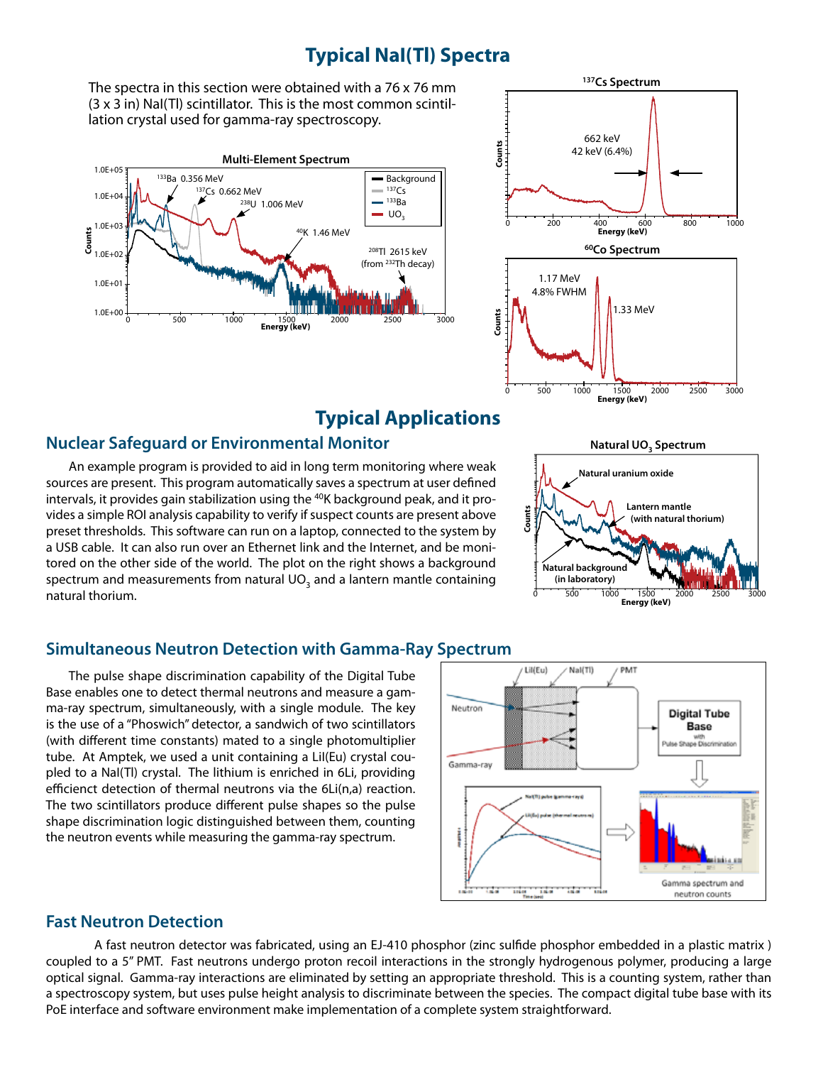# Typical NaI(Tl) Spectra

The spectra in this section were obtained with a 76 x 76 mm (3 x 3 in) NaI(Tl) scintillator. This is the most common scintillation crystal used for gamma-ray spectroscopy.

# Typical Applications

## Nuclear Safeguard or Environmental Monitor

An example program is provided to aid in long term monitoring where weak sources are present. This program automatically saves a spectrum at user defined intervals, it provides gain stabilization using the $^{40}$K background peak, and it provides a simple ROI analysis capability to verify if suspect counts are present above preset thresholds. This software can run on a laptop, connected to the system by a USB cable. It can also run over an Ethernet link and the Internet, and be monitored on the other side of the world. The plot on the right shows a background spectrum and measurements from natural $UO_3$ and a lantern mantle containing natural thorium.

## Simultaneous Neutron Detection with Gamma-Ray Spectrum

The pulse shape discrimination capability of the Digital Tube Base enables one to detect thermal neutrons and measure a gamma-ray spectrum, simultaneously, with a single module. The key is the use of a "Phoswich" detector, a sandwich of two scintillators (with different time constants) mated to a single photomultiplier tube. At Amptek, we used a unit containing a LiI(Eu) crystal coupled to a NaI(Tl) crystal. The lithium is enriched in 6Li, providing efficient detection of thermal neutrons via the 6Li(n,a) reaction. The two scintillators produce different pulse shapes so the pulse shape discrimination logic distinguished between them, counting the neutron events while measuring the gamma-ray spectrum.

## Fast Neutron Detection

A fast neutron detector was fabricated, using an EJ-410 phosphor (zinc sulfide phosphor embedded in a plastic matrix ) coupled to a 5" PMT. Fast neutrons undergo proton recoil interactions in the strongly hydrogenous polymer, producing a large optical signal. Gamma-ray interactions are eliminated by setting an appropriate threshold. This is a counting system, rather than a spectroscopy system, but uses pulse height analysis to discriminate between the species. The compact digital tube base with its PoE interface and software environment make implementation of a complete system straightforward.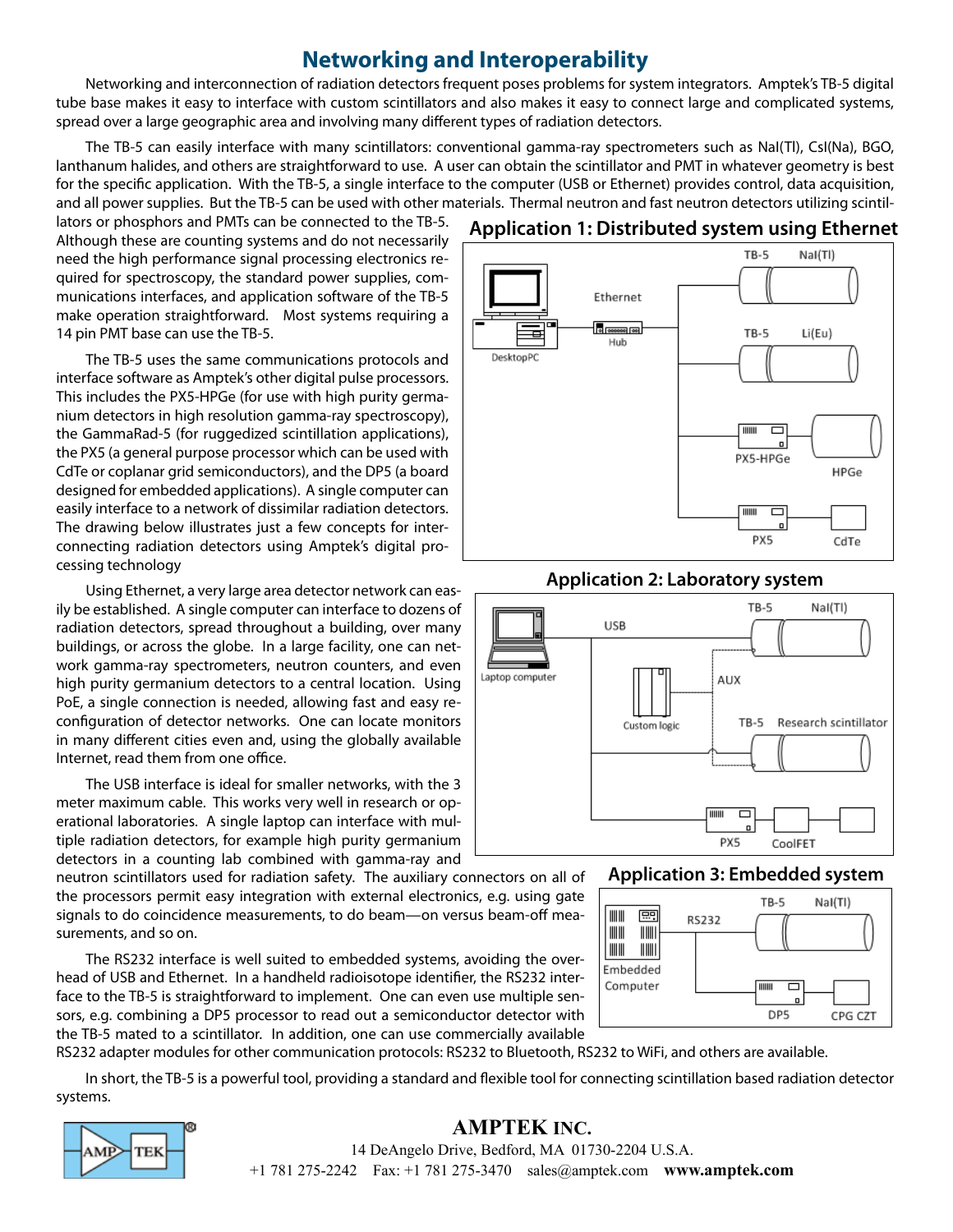# Networking and Interoperability

Networking and interconnection of radiation detectors frequent poses problems for system integrators. Amptek's TB-5 digital tube base makes it easy to interface with custom scintillators and also makes it easy to connect large and complicated systems, spread over a large geographic area and involving many different types of radiation detectors.

The TB-5 can easily interface with many scintillators: conventional gamma-ray spectrometers such as NaI(Tl), CsI(Na), BGO, lanthanum halides, and others are straightforward to use. A user can obtain the scintillator and PMT in whatever geometry is best for the specific application. With the TB-5, a single interface to the computer (USB or Ethernet) provides control, data acquisition, and all power supplies. But the TB-5 can be used with other materials. Thermal neutron and fast neutron detectors utilizing scintillators or phosphors and PMTs can be connected to the TB-5. Although these are counting systems and do not necessarily need the high performance signal processing electronics required for spectroscopy, the standard power supplies, communications interfaces, and application software of the TB-5 make operation straightforward. Most systems requiring a 14 pin PMT base can use the TB-5.

The TB-5 uses the same communications protocols and interface software as Amptek's other digital pulse processors. This includes the PX5-HPGe (for use with high purity germanium detectors in high resolution gamma-ray spectroscopy), the GammaRad-5 (for ruggedized scintillation applications), the PX5 (a general purpose processor which can be used with CdTe or coplanar grid semiconductors), and the DP5 (a board designed for embedded applications). A single computer can easily interface to a network of dissimilar radiation detectors. The drawing below illustrates just a few concepts for interconnecting radiation detectors using Amptek's digital processing technology

**Application 1: Distributed system using Ethernet**

DesktopPC
Ethernet
Hub
TB-5 NaI(Tl)
TB-5 Li(Eu)
PX5-HPGe HPGe
PX5 CdTe

Using Ethernet, a very large area detector network can easily be established. A single computer can interface to dozens of radiation detectors, spread throughout a building, over many buildings, or across the globe. In a large facility, one can network gamma-ray spectrometers, neutron counters, and even high purity germanium detectors to a central location. Using PoE, a single connection is needed, allowing fast and easy reconfiguration of detector networks. One can locate monitors in many different cities even and, using the globally available Internet, read them from one office.

**Application 2: Laboratory system**

Laptop computer
USB
TB-5 NaI(Tl)
AUX
Custom logic
TB-5 Research scintillator
PX5 CoolFET

The USB interface is ideal for smaller networks, with the 3 meter maximum cable. This works very well in research or operational laboratories. A single laptop can interface with multiple radiation detectors, for example high purity germanium detectors in a counting lab combined with gamma-ray and neutron scintillators used for radiation safety. The auxiliary connectors on all of the processors permit easy integration with external electronics, e.g. using gate signals to do coincidence measurements, to do beam—on versus beam-off measurements, and so on.

**Application 3: Embedded system**

Embedded Computer
RS232
TB-5 NaI(Tl)
DP5 CPG CZT

The RS232 interface is well suited to embedded systems, avoiding the overhead of USB and Ethernet. In a handheld radioisotope identifier, the RS232 interface to the TB-5 is straightforward to implement. One can even use multiple sensors, e.g. combining a DP5 processor to read out a semiconductor detector with the TB-5 mated to a scintillator. In addition, one can use commercially available RS232 adapter modules for other communication protocols: RS232 to Bluetooth, RS232 to WiFi, and others are available.

In short, the TB-5 is a powerful tool, providing a standard and flexible tool for connecting scintillation based radiation detector systems.

**AMPTEK INC.**
14 DeAngelo Drive, Bedford, MA 01730-2204 U.S.A.
+1 781 275-2242 Fax: +1 781 275-3470 sales@amptek.com **www.amptek.com**